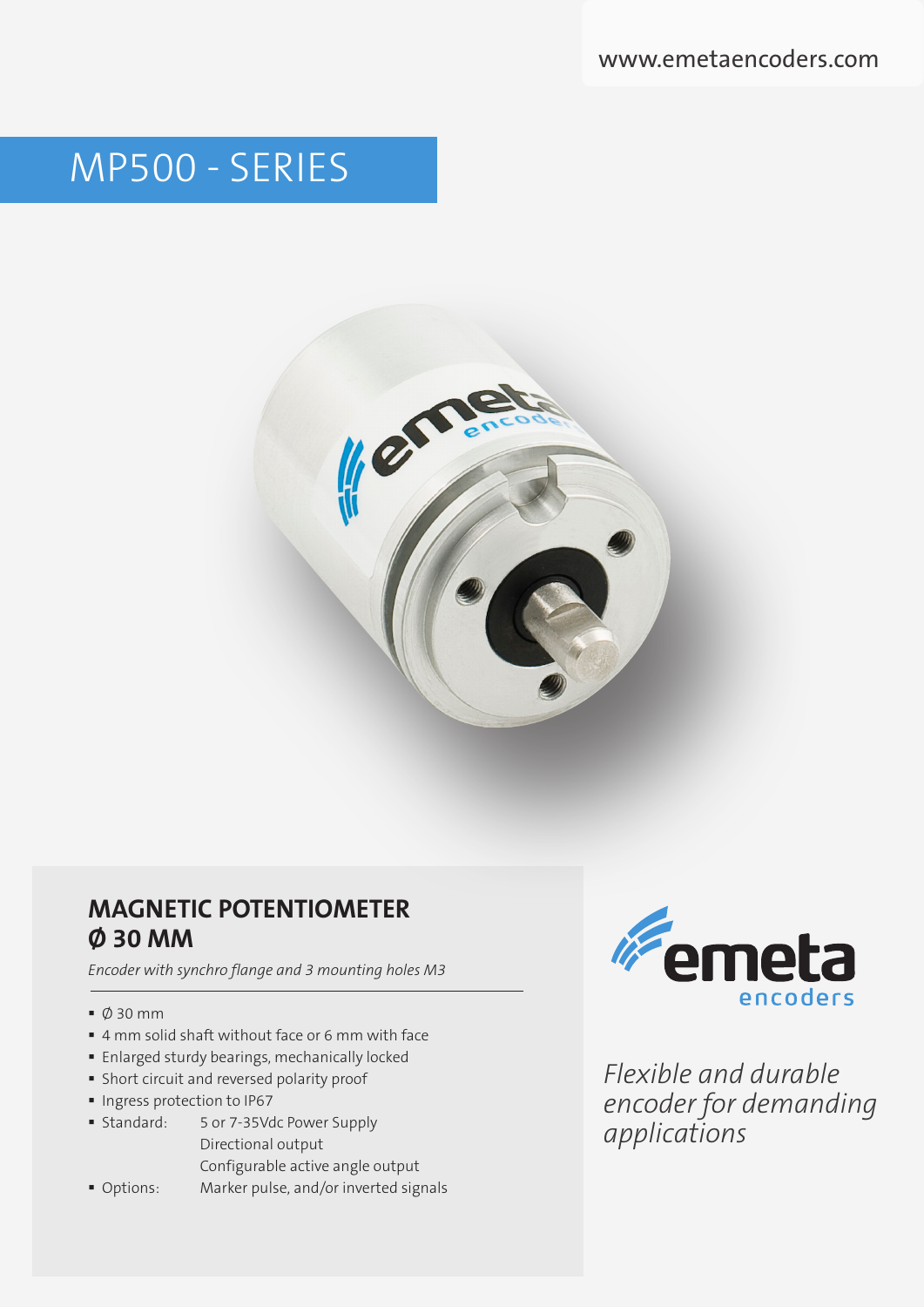www.emetaencoders.com

# MP500 - SERIES

## MAGNETIC POTENTIOMETER Ø 30 MM

*Encoder with synchro flange and 3 mounting holes M3*

- Ø 30 mm
- 4 mm solid shaft without face or 6 mm with face
- Enlarged sturdy bearings, mechanically locked
- Short circuit and reversed polarity proof
- Ingress protection to IP67
- Standard: 5 or 7-35Vdc Power Supply
  Directional output
  Configurable active angle output
- Options: Marker pulse, and/or inverted signals

emeta encoders

*Flexible and durable encoder for demanding applications*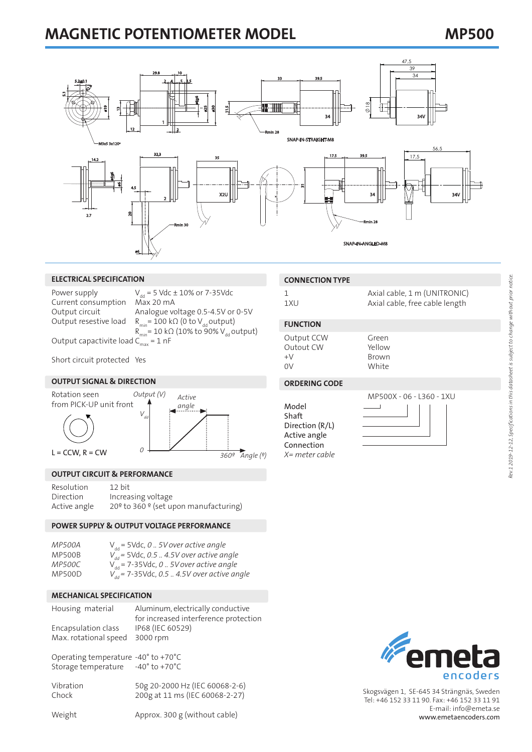# MAGNETIC POTENTIOMETER MODEL MP500

## ELECTRICAL SPECIFICATION

| | |
|---|---|
| Power supply | $V_{dd}$ = 5 Vdc ± 10% or 7-35Vdc |
| Current consumption | Max 20 mA |
| Output circuit | Analogue voltage 0.5-4.5V or 0-5V |
| Output resestive load | $R_{min}$ = 100 kΩ (0 to $V_{dd}$ output) |
| | $R_{min}$ = 10 kΩ (10% to 90% $V_{dd}$ output) |
| Output capacitive load | $C_{max}$ = 1 nF |
| Short circuit protected | Yes |

## OUTPUT SIGNAL & DIRECTION

Rotation seen from PICK-UP unit front

L = CCW, R = CW

Output (V)
Active angle
$V_{dd}$
0
360º
Angle (º)

## OUTPUT CIRCUIT & PERFORMANCE

| | |
|---|---|
| Resolution | 12 bit |
| Direction | Increasing voltage |
| Active angle | 20º to 360 º (set upon manufacturing) |

## POWER SUPPLY & OUTPUT VOLTAGE PERFORMANCE

| | |
|---|---|
| *MP500A* | $V_{dd}$ = 5Vdc, *0 .. 5V over active angle* |
| MP500B | $V_{dd}$ = 5Vdc, *0.5 .. 4.5V over active angle* |
| *MP500C* | $V_{dd}$ = 7-35Vdc, *0 .. 5V over active angle* |
| MP500D | $V_{dd}$ = 7-35Vdc, *0.5 .. 4.5V over active angle* |

## MECHANICAL SPECIFICATION

| | |
|---|---|
| Housing material | Aluminum, electrically conductive for increased interference protection |
| Encapsulation class | IP68 (IEC 60529) |
| Max. rotational speed | 3000 rpm |
| Operating temperature | -40° to +70°C |
| Storage temperature | -40° to +70°C |
| Vibration | 50g 20-2000 Hz (IEC 60068-2-6) |
| Chock | 200g at 11 ms (IEC 60068-2-27) |
| Weight | Approx. 300 g (without cable) |

## CONNECTION TYPE

| | |
|---|---|
| 1 | Axial cable, 1 m (UNITRONIC) |
| 1XU | Axial cable, free cable length |

## FUNCTION

| | |
|---|---|
| Output CCW | Green |
| Outout CW | Yellow |
| +V | Brown |
| 0V | White |

## ORDERING CODE

MP500X - 06 - L360 - 1XU

- Model
- Shaft
- Direction (R/L)
- Active angle
- Connection

*X= meter cable*

Rev.1 2019-12-12. Specifications in this datasheet is subject to change without prior notice.

emeta encoders

Skogsvägen 1, SE-645 34 Strängnäs, Sweden
Tel: +46 152 33 11 90. Fax: +46 152 33 11 91
E-mail: info@emeta.se
www.emetaencoders.com